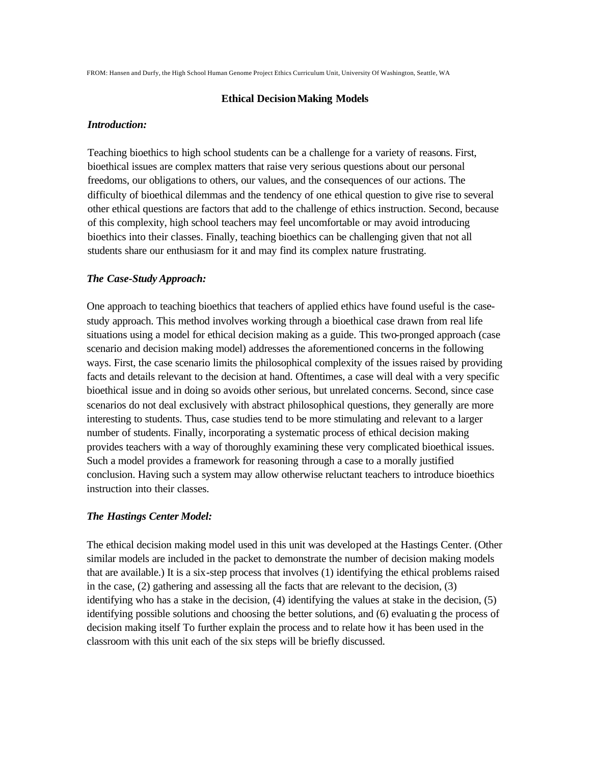FROM: Hansen and Durfy, the High School Human Genome Project Ethics Curriculum Unit, University Of Washington, Seattle, WA

# Ethical Decision Making Models

### *Introduction:*

Teaching bioethics to high school students can be a challenge for a variety of reasons. First, bioethical issues are complex matters that raise very serious questions about our personal freedoms, our obligations to others, our values, and the consequences of our actions. The difficulty of bioethical dilemmas and the tendency of one ethical question to give rise to several other ethical questions are factors that add to the challenge of ethics instruction. Second, because of this complexity, high school teachers may feel uncomfortable or may avoid introducing bioethics into their classes. Finally, teaching bioethics can be challenging given that not all students share our enthusiasm for it and may find its complex nature frustrating.

### *The Case-Study Approach:*

One approach to teaching bioethics that teachers of applied ethics have found useful is the case-study approach. This method involves working through a bioethical case drawn from real life situations using a model for ethical decision making as a guide. This two-pronged approach (case scenario and decision making model) addresses the aforementioned concerns in the following ways. First, the case scenario limits the philosophical complexity of the issues raised by providing facts and details relevant to the decision at hand. Oftentimes, a case will deal with a very specific bioethical issue and in doing so avoids other serious, but unrelated concerns. Second, since case scenarios do not deal exclusively with abstract philosophical questions, they generally are more interesting to students. Thus, case studies tend to be more stimulating and relevant to a larger number of students. Finally, incorporating a systematic process of ethical decision making provides teachers with a way of thoroughly examining these very complicated bioethical issues. Such a model provides a framework for reasoning through a case to a morally justified conclusion. Having such a system may allow otherwise reluctant teachers to introduce bioethics instruction into their classes.

### *The Hastings Center Model:*

The ethical decision making model used in this unit was developed at the Hastings Center. (Other similar models are included in the packet to demonstrate the number of decision making models that are available.) It is a six-step process that involves (1) identifying the ethical problems raised in the case, (2) gathering and assessing all the facts that are relevant to the decision, (3) identifying who has a stake in the decision, (4) identifying the values at stake in the decision, (5) identifying possible solutions and choosing the better solutions, and (6) evaluating the process of decision making itself To further explain the process and to relate how it has been used in the classroom with this unit each of the six steps will be briefly discussed.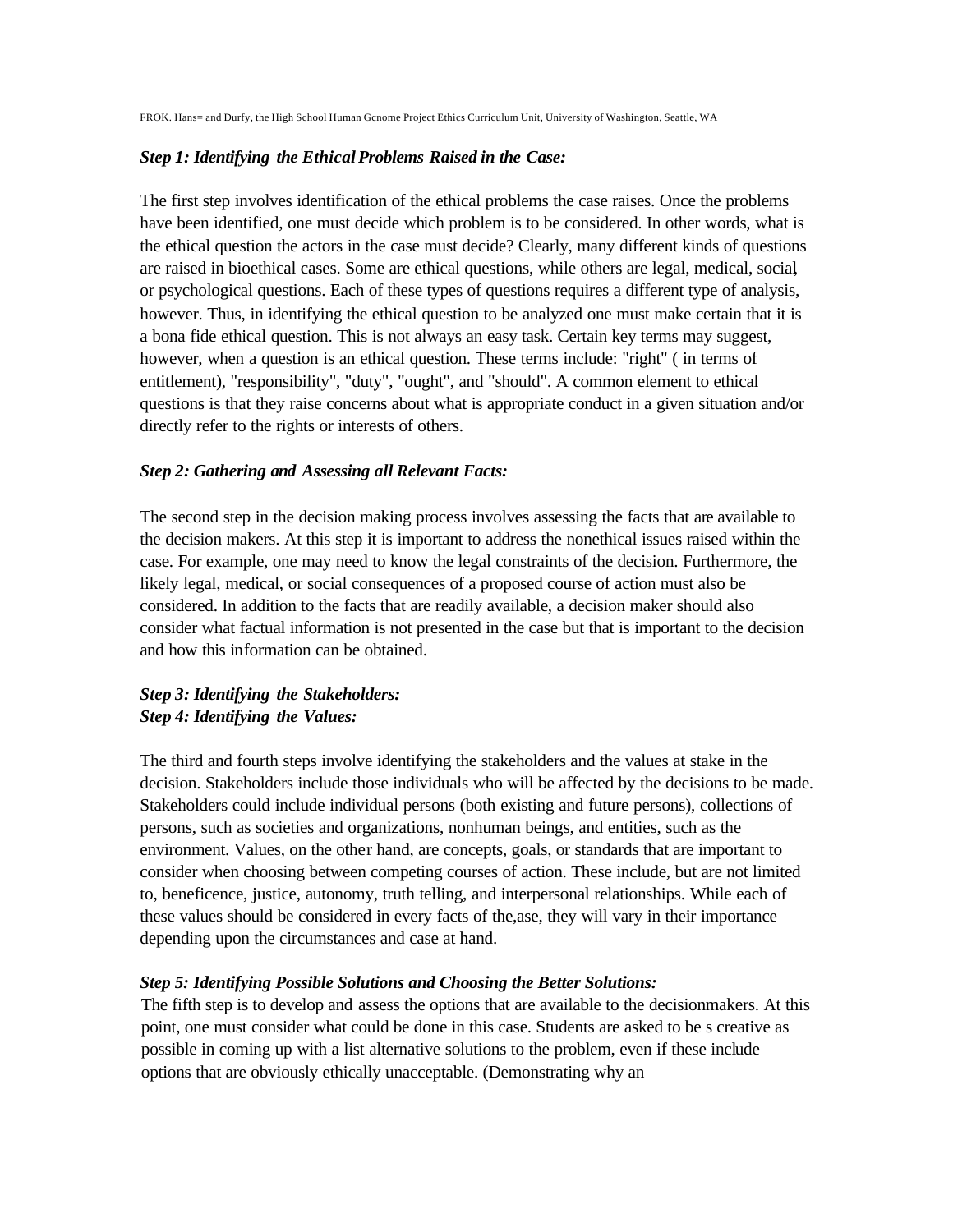### *Step 1: Identifying the Ethical Problems Raised in the Case:*

The first step involves identification of the ethical problems the case raises. Once the problems have been identified, one must decide which problem is to be considered. In other words, what is the ethical question the actors in the case must decide? Clearly, many different kinds of questions are raised in bioethical cases. Some are ethical questions, while others are legal, medical, social, or psychological questions. Each of these types of questions requires a different type of analysis, however. Thus, in identifying the ethical question to be analyzed one must make certain that it is a bona fide ethical question. This is not always an easy task. Certain key terms may suggest, however, when a question is an ethical question. These terms include: "right" ( in terms of entitlement), "responsibility", "duty", "ought", and "should". A common element to ethical questions is that they raise concerns about what is appropriate conduct in a given situation and/or directly refer to the rights or interests of others.

### *Step 2: Gathering and Assessing all Relevant Facts:*

The second step in the decision making process involves assessing the facts that are available to the decision makers. At this step it is important to address the nonethical issues raised within the case. For example, one may need to know the legal constraints of the decision. Furthermore, the likely legal, medical, or social consequences of a proposed course of action must also be considered. In addition to the facts that are readily available, a decision maker should also consider what factual information is not presented in the case but that is important to the decision and how this information can be obtained.

### *Step 3: Identifying the Stakeholders:*
### *Step 4: Identifying the Values:*

The third and fourth steps involve identifying the stakeholders and the values at stake in the decision. Stakeholders include those individuals who will be affected by the decisions to be made. Stakeholders could include individual persons (both existing and future persons), collections of persons, such as societies and organizations, nonhuman beings, and entities, such as the environment. Values, on the other hand, are concepts, goals, or standards that are important to consider when choosing between competing courses of action. These include, but are not limited to, beneficence, justice, autonomy, truth telling, and interpersonal relationships. While each of these values should be considered in every facts of the,ase, they will vary in their importance depending upon the circumstances and case at hand.

### *Step 5: Identifying Possible Solutions and Choosing the Better Solutions:*

The fifth step is to develop and assess the options that are available to the decisionmakers. At this point, one must consider what could be done in this case. Students are asked to be s creative as possible in coming up with a list alternative solutions to the problem, even if these include options that are obviously ethically unacceptable. (Demonstrating why an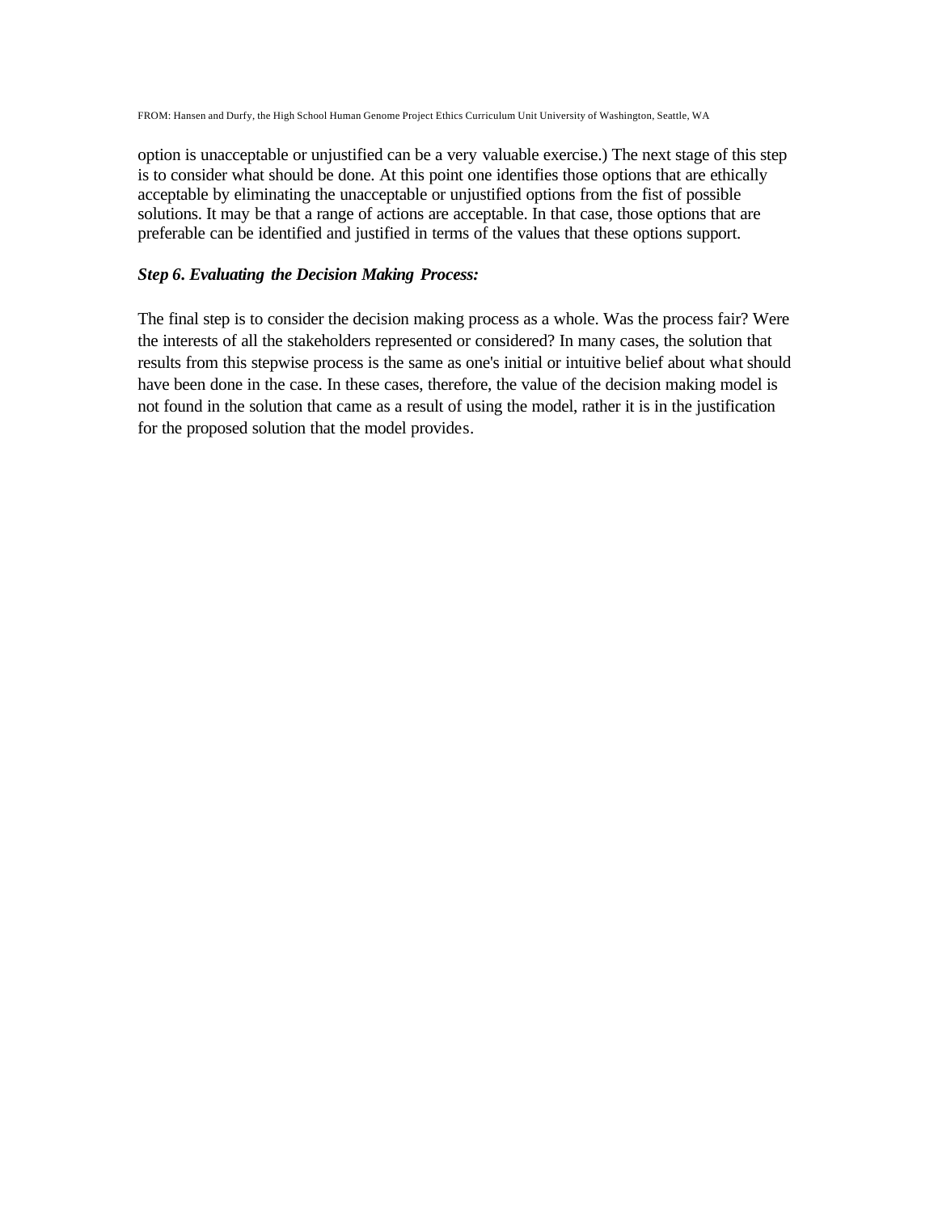option is unacceptable or unjustified can be a very valuable exercise.) The next stage of this step is to consider what should be done. At this point one identifies those options that are ethically acceptable by eliminating the unacceptable or unjustified options from the fist of possible solutions. It may be that a range of actions are acceptable. In that case, those options that are preferable can be identified and justified in terms of the values that these options support.

***Step 6. Evaluating the Decision Making Process:***

The final step is to consider the decision making process as a whole. Was the process fair? Were the interests of all the stakeholders represented or considered? In many cases, the solution that results from this stepwise process is the same as one's initial or intuitive belief about what should have been done in the case. In these cases, therefore, the value of the decision making model is not found in the solution that came as a result of using the model, rather it is in the justification for the proposed solution that the model provides.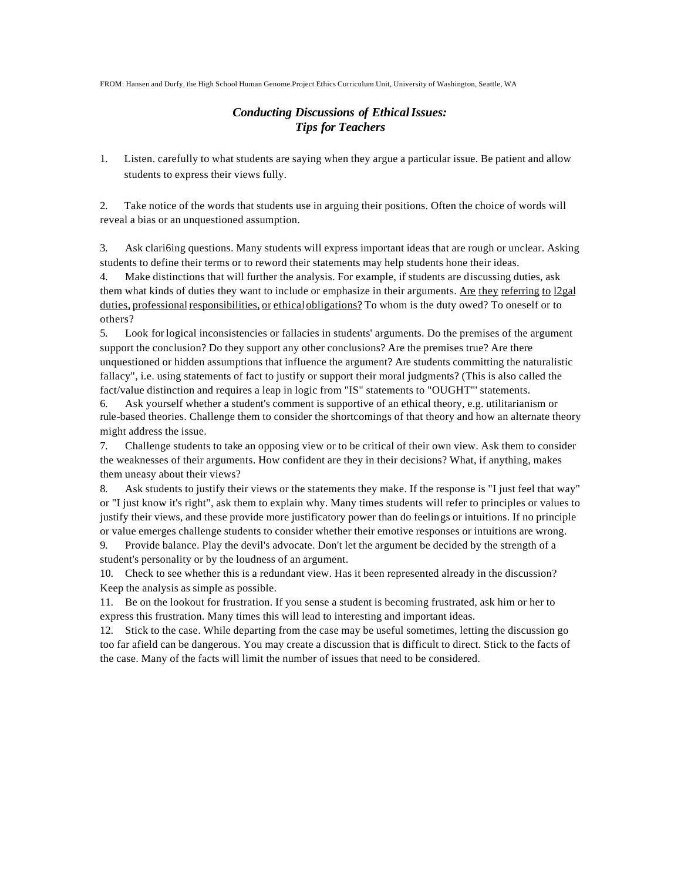FROM: Hansen and Durfy, the High School Human Genome Project Ethics Curriculum Unit, University of Washington, Seattle, WA

## *Conducting Discussions of Ethical Issues: Tips for Teachers*

1. Listen. carefully to what students are saying when they argue a particular issue. Be patient and allow students to express their views fully.

2. Take notice of the words that students use in arguing their positions. Often the choice of words will reveal a bias or an unquestioned assumption.

3. Ask clari6ing questions. Many students will express important ideas that are rough or unclear. Asking students to define their terms or to reword their statements may help students hone their ideas.

4. Make distinctions that will further the analysis. For example, if students are discussing duties, ask them what kinds of duties they want to include or emphasize in their arguments. Are they referring to l2gal duties, professional responsibilities, or ethical obligations? To whom is the duty owed? To oneself or to others?

5. Look for logical inconsistencies or fallacies in students' arguments. Do the premises of the argument support the conclusion? Do they support any other conclusions? Are the premises true? Are there unquestioned or hidden assumptions that influence the argument? Are students committing the naturalistic fallacy", i.e. using statements of fact to justify or support their moral judgments? (This is also called the fact/value distinction and requires a leap in logic from "IS" statements to "OUGHT"' statements.

6. Ask yourself whether a student's comment is supportive of an ethical theory, e.g. utilitarianism or rule-based theories. Challenge them to consider the shortcomings of that theory and how an alternate theory might address the issue.

7. Challenge students to take an opposing view or to be critical of their own view. Ask them to consider the weaknesses of their arguments. How confident are they in their decisions? What, if anything, makes them uneasy about their views?

8. Ask students to justify their views or the statements they make. If the response is "I just feel that way" or "I just know it's right", ask them to explain why. Many times students will refer to principles or values to justify their views, and these provide more justificatory power than do feelings or intuitions. If no principle or value emerges challenge students to consider whether their emotive responses or intuitions are wrong.

9. Provide balance. Play the devil's advocate. Don't let the argument be decided by the strength of a student's personality or by the loudness of an argument.

10. Check to see whether this is a redundant view. Has it been represented already in the discussion? Keep the analysis as simple as possible.

11. Be on the lookout for frustration. If you sense a student is becoming frustrated, ask him or her to express this frustration. Many times this will lead to interesting and important ideas.

12. Stick to the case. While departing from the case may be useful sometimes, letting the discussion go too far afield can be dangerous. You may create a discussion that is difficult to direct. Stick to the facts of the case. Many of the facts will limit the number of issues that need to be considered.